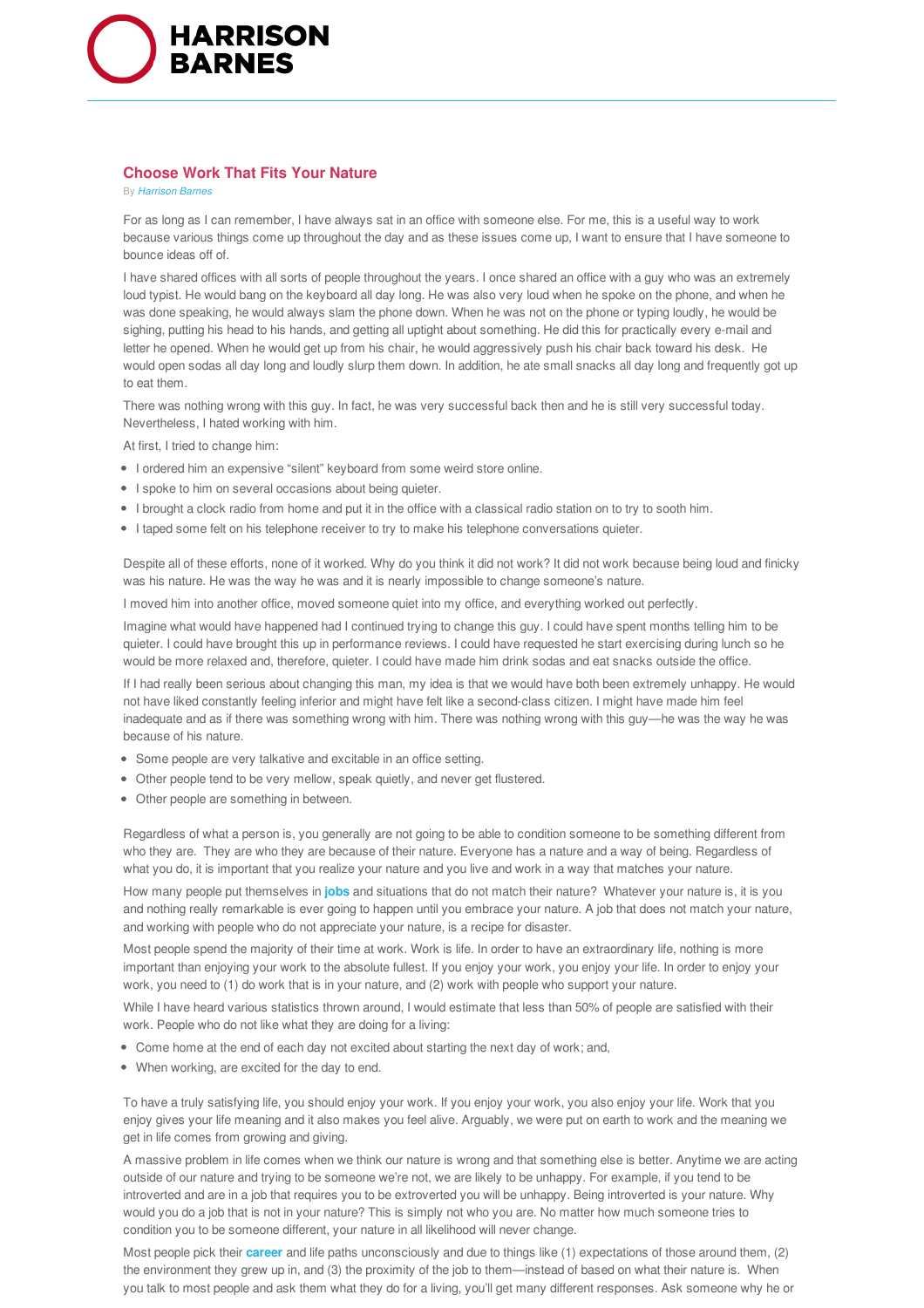# Choose Work That Fits Your Nature

By *Harrison Barnes*

For as long as I can remember, I have always sat in an office with someone else. For me, this is a useful way to work because various things come up throughout the day and as these issues come up, I want to ensure that I have someone to bounce ideas off of.

I have shared offices with all sorts of people throughout the years. I once shared an office with a guy who was an extremely loud typist. He would bang on the keyboard all day long. He was also very loud when he spoke on the phone, and when he was done speaking, he would always slam the phone down. When he was not on the phone or typing loudly, he would be sighing, putting his head to his hands, and getting all uptight about something. He did this for practically every e-mail and letter he opened. When he would get up from his chair, he would aggressively push his chair back toward his desk. He would open sodas all day long and loudly slurp them down. In addition, he ate small snacks all day long and frequently got up to eat them.

There was nothing wrong with this guy. In fact, he was very successful back then and he is still very successful today. Nevertheless, I hated working with him.

At first, I tried to change him:

- I ordered him an expensive "silent" keyboard from some weird store online.
- I spoke to him on several occasions about being quieter.
- I brought a clock radio from home and put it in the office with a classical radio station on to try to sooth him.
- I taped some felt on his telephone receiver to try to make his telephone conversations quieter.

Despite all of these efforts, none of it worked. Why do you think it did not work? It did not work because being loud and finicky was his nature. He was the way he was and it is nearly impossible to change someone's nature.

I moved him into another office, moved someone quiet into my office, and everything worked out perfectly.

Imagine what would have happened had I continued trying to change this guy. I could have spent months telling him to be quieter. I could have brought this up in performance reviews. I could have requested he start exercising during lunch so he would be more relaxed and, therefore, quieter. I could have made him drink sodas and eat snacks outside the office.

If I had really been serious about changing this man, my idea is that we would have both been extremely unhappy. He would not have liked constantly feeling inferior and might have felt like a second-class citizen. I might have made him feel inadequate and as if there was something wrong with him. There was nothing wrong with this guy—he was the way he was because of his nature.

- Some people are very talkative and excitable in an office setting.
- Other people tend to be very mellow, speak quietly, and never get flustered.
- Other people are something in between.

Regardless of what a person is, you generally are not going to be able to condition someone to be something different from who they are. They are who they are because of their nature. Everyone has a nature and a way of being. Regardless of what you do, it is important that you realize your nature and you live and work in a way that matches your nature.

How many people put themselves in **jobs** and situations that do not match their nature? Whatever your nature is, it is you and nothing really remarkable is ever going to happen until you embrace your nature. A job that does not match your nature, and working with people who do not appreciate your nature, is a recipe for disaster.

Most people spend the majority of their time at work. Work is life. In order to have an extraordinary life, nothing is more important than enjoying your work to the absolute fullest. If you enjoy your work, you enjoy your life. In order to enjoy your work, you need to (1) do work that is in your nature, and (2) work with people who support your nature.

While I have heard various statistics thrown around, I would estimate that less than 50% of people are satisfied with their work. People who do not like what they are doing for a living:

- Come home at the end of each day not excited about starting the next day of work; and,
- When working, are excited for the day to end.

To have a truly satisfying life, you should enjoy your work. If you enjoy your work, you also enjoy your life. Work that you enjoy gives your life meaning and it also makes you feel alive. Arguably, we were put on earth to work and the meaning we get in life comes from growing and giving.

A massive problem in life comes when we think our nature is wrong and that something else is better. Anytime we are acting outside of our nature and trying to be someone we're not, we are likely to be unhappy. For example, if you tend to be introverted and are in a job that requires you to be extroverted you will be unhappy. Being introverted is your nature. Why would you do a job that is not in your nature? This is simply not who you are. No matter how much someone tries to condition you to be someone different, your nature in all likelihood will never change.

Most people pick their **career** and life paths unconsciously and due to things like (1) expectations of those around them, (2) the environment they grew up in, and (3) the proximity of the job to them—instead of based on what their nature is. When you talk to most people and ask them what they do for a living, you'll get many different responses. Ask someone why he or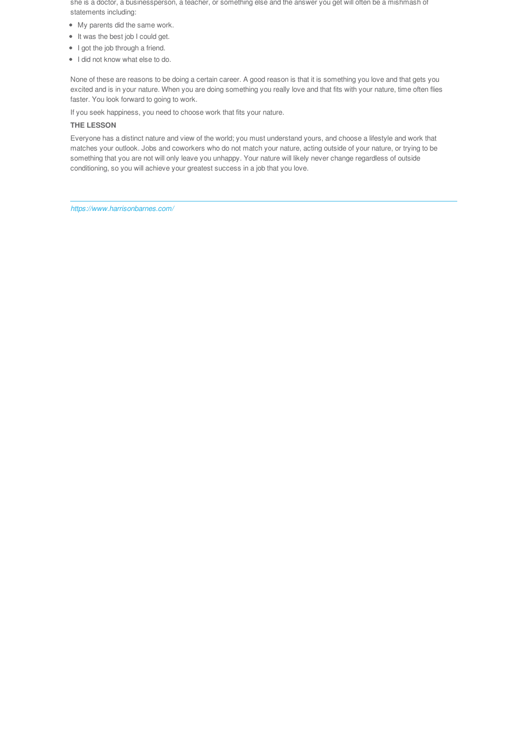she is a doctor, a businessperson, a teacher, or something else and the answer you get will often be a mishmash of statements including:

- My parents did the same work.
- It was the best job I could get.
- I got the job through a friend.
- I did not know what else to do.

None of these are reasons to be doing a certain career. A good reason is that it is something you love and that gets you excited and is in your nature. When you are doing something you really love and that fits with your nature, time often flies faster. You look forward to going to work.

If you seek happiness, you need to choose work that fits your nature.

**THE LESSON**

Everyone has a distinct nature and view of the world; you must understand yours, and choose a lifestyle and work that matches your outlook. Jobs and coworkers who do not match your nature, acting outside of your nature, or trying to be something that you are not will only leave you unhappy. Your nature will likely never change regardless of outside conditioning, so you will achieve your greatest success in a job that you love.

---

*https://www.harrisonbarnes.com/*